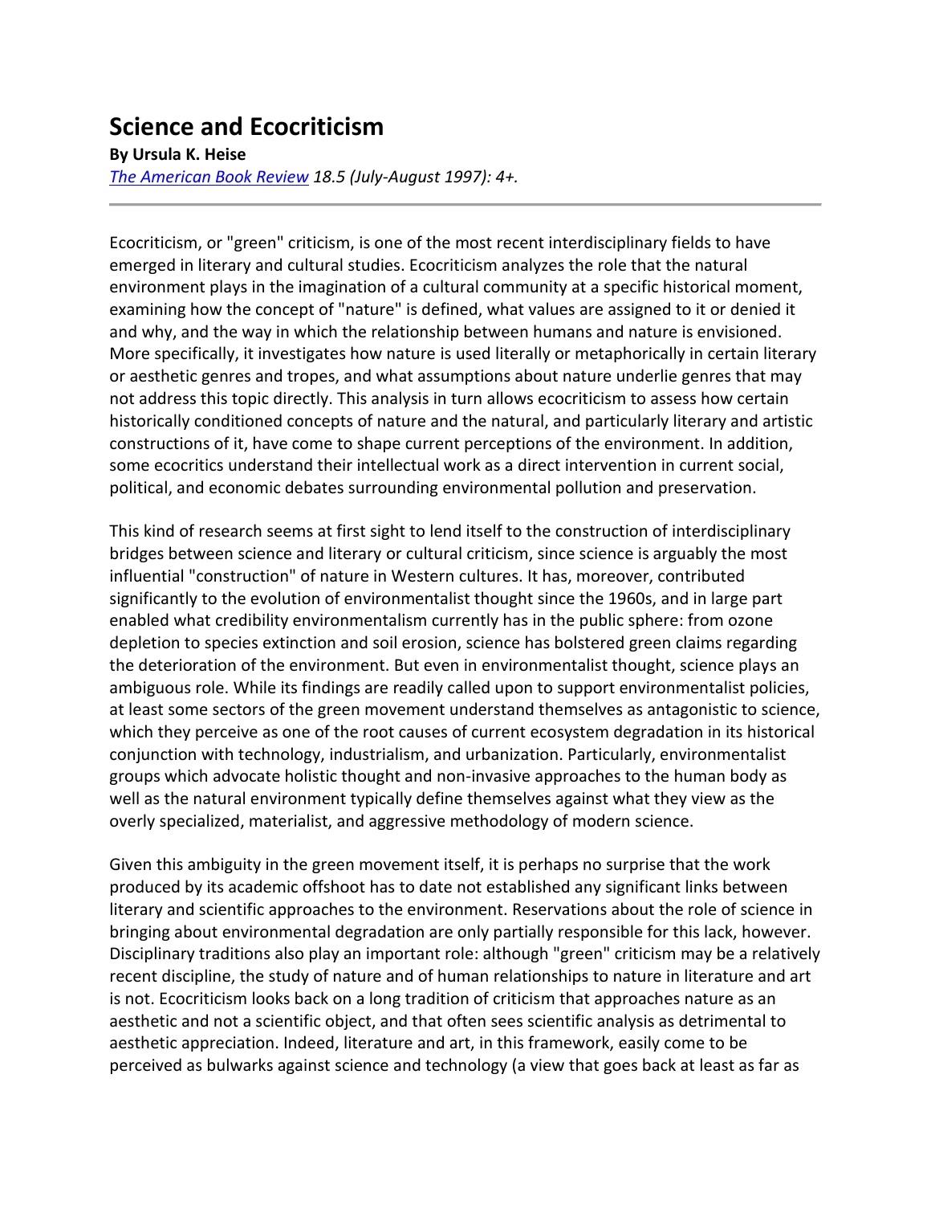# Science and Ecocriticism

**By Ursula K. Heise**

*The American Book Review 18.5 (July-August 1997): 4+.*

---

Ecocriticism, or "green" criticism, is one of the most recent interdisciplinary fields to have emerged in literary and cultural studies. Ecocriticism analyzes the role that the natural environment plays in the imagination of a cultural community at a specific historical moment, examining how the concept of "nature" is defined, what values are assigned to it or denied it and why, and the way in which the relationship between humans and nature is envisioned. More specifically, it investigates how nature is used literally or metaphorically in certain literary or aesthetic genres and tropes, and what assumptions about nature underlie genres that may not address this topic directly. This analysis in turn allows ecocriticism to assess how certain historically conditioned concepts of nature and the natural, and particularly literary and artistic constructions of it, have come to shape current perceptions of the environment. In addition, some ecocritics understand their intellectual work as a direct intervention in current social, political, and economic debates surrounding environmental pollution and preservation.

This kind of research seems at first sight to lend itself to the construction of interdisciplinary bridges between science and literary or cultural criticism, since science is arguably the most influential "construction" of nature in Western cultures. It has, moreover, contributed significantly to the evolution of environmentalist thought since the 1960s, and in large part enabled what credibility environmentalism currently has in the public sphere: from ozone depletion to species extinction and soil erosion, science has bolstered green claims regarding the deterioration of the environment. But even in environmentalist thought, science plays an ambiguous role. While its findings are readily called upon to support environmentalist policies, at least some sectors of the green movement understand themselves as antagonistic to science, which they perceive as one of the root causes of current ecosystem degradation in its historical conjunction with technology, industrialism, and urbanization. Particularly, environmentalist groups which advocate holistic thought and non-invasive approaches to the human body as well as the natural environment typically define themselves against what they view as the overly specialized, materialist, and aggressive methodology of modern science.

Given this ambiguity in the green movement itself, it is perhaps no surprise that the work produced by its academic offshoot has to date not established any significant links between literary and scientific approaches to the environment. Reservations about the role of science in bringing about environmental degradation are only partially responsible for this lack, however. Disciplinary traditions also play an important role: although "green" criticism may be a relatively recent discipline, the study of nature and of human relationships to nature in literature and art is not. Ecocriticism looks back on a long tradition of criticism that approaches nature as an aesthetic and not a scientific object, and that often sees scientific analysis as detrimental to aesthetic appreciation. Indeed, literature and art, in this framework, easily come to be perceived as bulwarks against science and technology (a view that goes back at least as far as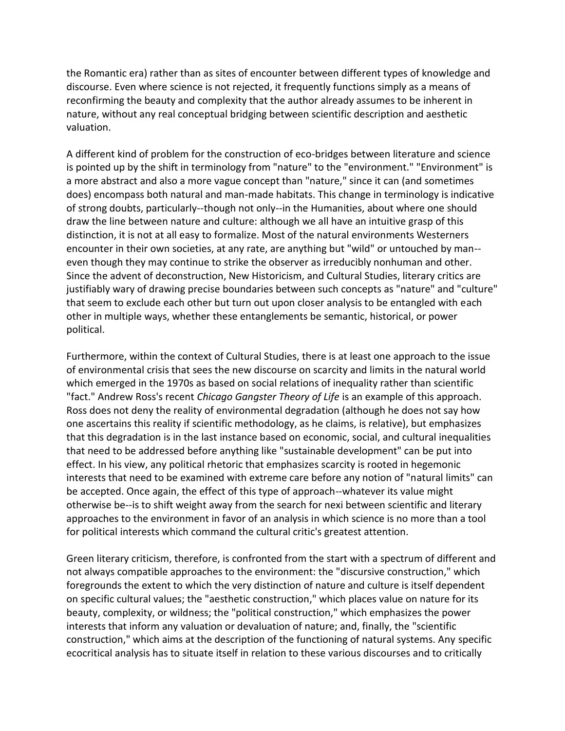the Romantic era) rather than as sites of encounter between different types of knowledge and discourse. Even where science is not rejected, it frequently functions simply as a means of reconfirming the beauty and complexity that the author already assumes to be inherent in nature, without any real conceptual bridging between scientific description and aesthetic valuation.

A different kind of problem for the construction of eco-bridges between literature and science is pointed up by the shift in terminology from "nature" to the "environment." "Environment" is a more abstract and also a more vague concept than "nature," since it can (and sometimes does) encompass both natural and man-made habitats. This change in terminology is indicative of strong doubts, particularly--though not only--in the Humanities, about where one should draw the line between nature and culture: although we all have an intuitive grasp of this distinction, it is not at all easy to formalize. Most of the natural environments Westerners encounter in their own societies, at any rate, are anything but "wild" or untouched by man--even though they may continue to strike the observer as irreducibly nonhuman and other. Since the advent of deconstruction, New Historicism, and Cultural Studies, literary critics are justifiably wary of drawing precise boundaries between such concepts as "nature" and "culture" that seem to exclude each other but turn out upon closer analysis to be entangled with each other in multiple ways, whether these entanglements be semantic, historical, or power political.

Furthermore, within the context of Cultural Studies, there is at least one approach to the issue of environmental crisis that sees the new discourse on scarcity and limits in the natural world which emerged in the 1970s as based on social relations of inequality rather than scientific "fact." Andrew Ross's recent *Chicago Gangster Theory of Life* is an example of this approach. Ross does not deny the reality of environmental degradation (although he does not say how one ascertains this reality if scientific methodology, as he claims, is relative), but emphasizes that this degradation is in the last instance based on economic, social, and cultural inequalities that need to be addressed before anything like "sustainable development" can be put into effect. In his view, any political rhetoric that emphasizes scarcity is rooted in hegemonic interests that need to be examined with extreme care before any notion of "natural limits" can be accepted. Once again, the effect of this type of approach--whatever its value might otherwise be--is to shift weight away from the search for nexi between scientific and literary approaches to the environment in favor of an analysis in which science is no more than a tool for political interests which command the cultural critic's greatest attention.

Green literary criticism, therefore, is confronted from the start with a spectrum of different and not always compatible approaches to the environment: the "discursive construction," which foregrounds the extent to which the very distinction of nature and culture is itself dependent on specific cultural values; the "aesthetic construction," which places value on nature for its beauty, complexity, or wildness; the "political construction," which emphasizes the power interests that inform any valuation or devaluation of nature; and, finally, the "scientific construction," which aims at the description of the functioning of natural systems. Any specific ecocritical analysis has to situate itself in relation to these various discourses and to critically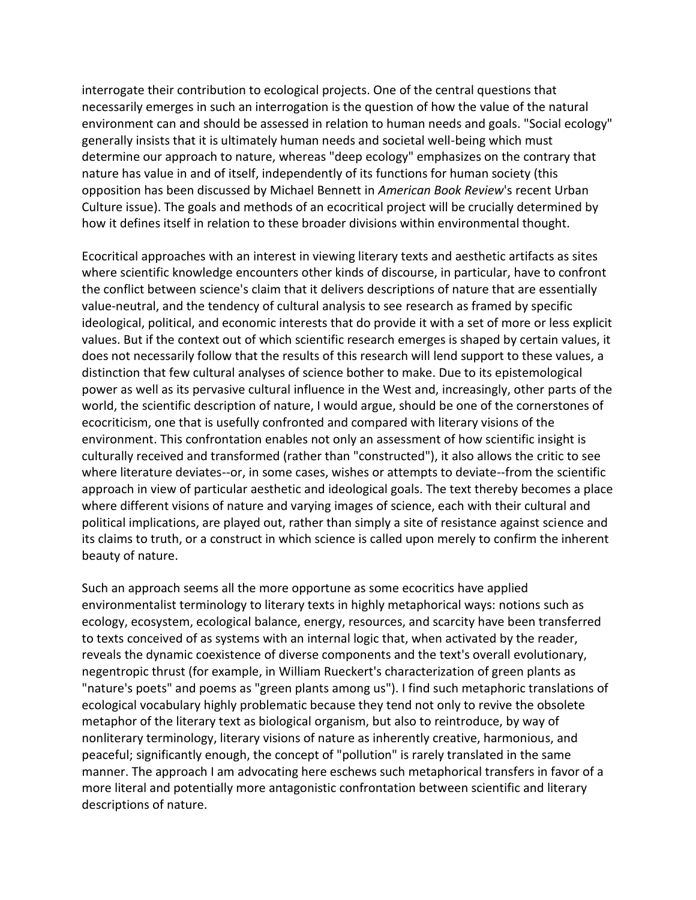interrogate their contribution to ecological projects. One of the central questions that necessarily emerges in such an interrogation is the question of how the value of the natural environment can and should be assessed in relation to human needs and goals. "Social ecology" generally insists that it is ultimately human needs and societal well-being which must determine our approach to nature, whereas "deep ecology" emphasizes on the contrary that nature has value in and of itself, independently of its functions for human society (this opposition has been discussed by Michael Bennett in *American Book Review*'s recent Urban Culture issue). The goals and methods of an ecocritical project will be crucially determined by how it defines itself in relation to these broader divisions within environmental thought.

Ecocritical approaches with an interest in viewing literary texts and aesthetic artifacts as sites where scientific knowledge encounters other kinds of discourse, in particular, have to confront the conflict between science's claim that it delivers descriptions of nature that are essentially value-neutral, and the tendency of cultural analysis to see research as framed by specific ideological, political, and economic interests that do provide it with a set of more or less explicit values. But if the context out of which scientific research emerges is shaped by certain values, it does not necessarily follow that the results of this research will lend support to these values, a distinction that few cultural analyses of science bother to make. Due to its epistemological power as well as its pervasive cultural influence in the West and, increasingly, other parts of the world, the scientific description of nature, I would argue, should be one of the cornerstones of ecocriticism, one that is usefully confronted and compared with literary visions of the environment. This confrontation enables not only an assessment of how scientific insight is culturally received and transformed (rather than "constructed"), it also allows the critic to see where literature deviates--or, in some cases, wishes or attempts to deviate--from the scientific approach in view of particular aesthetic and ideological goals. The text thereby becomes a place where different visions of nature and varying images of science, each with their cultural and political implications, are played out, rather than simply a site of resistance against science and its claims to truth, or a construct in which science is called upon merely to confirm the inherent beauty of nature.

Such an approach seems all the more opportune as some ecocritics have applied environmentalist terminology to literary texts in highly metaphorical ways: notions such as ecology, ecosystem, ecological balance, energy, resources, and scarcity have been transferred to texts conceived of as systems with an internal logic that, when activated by the reader, reveals the dynamic coexistence of diverse components and the text's overall evolutionary, negentropic thrust (for example, in William Rueckert's characterization of green plants as "nature's poets" and poems as "green plants among us"). I find such metaphoric translations of ecological vocabulary highly problematic because they tend not only to revive the obsolete metaphor of the literary text as biological organism, but also to reintroduce, by way of nonliterary terminology, literary visions of nature as inherently creative, harmonious, and peaceful; significantly enough, the concept of "pollution" is rarely translated in the same manner. The approach I am advocating here eschews such metaphorical transfers in favor of a more literal and potentially more antagonistic confrontation between scientific and literary descriptions of nature.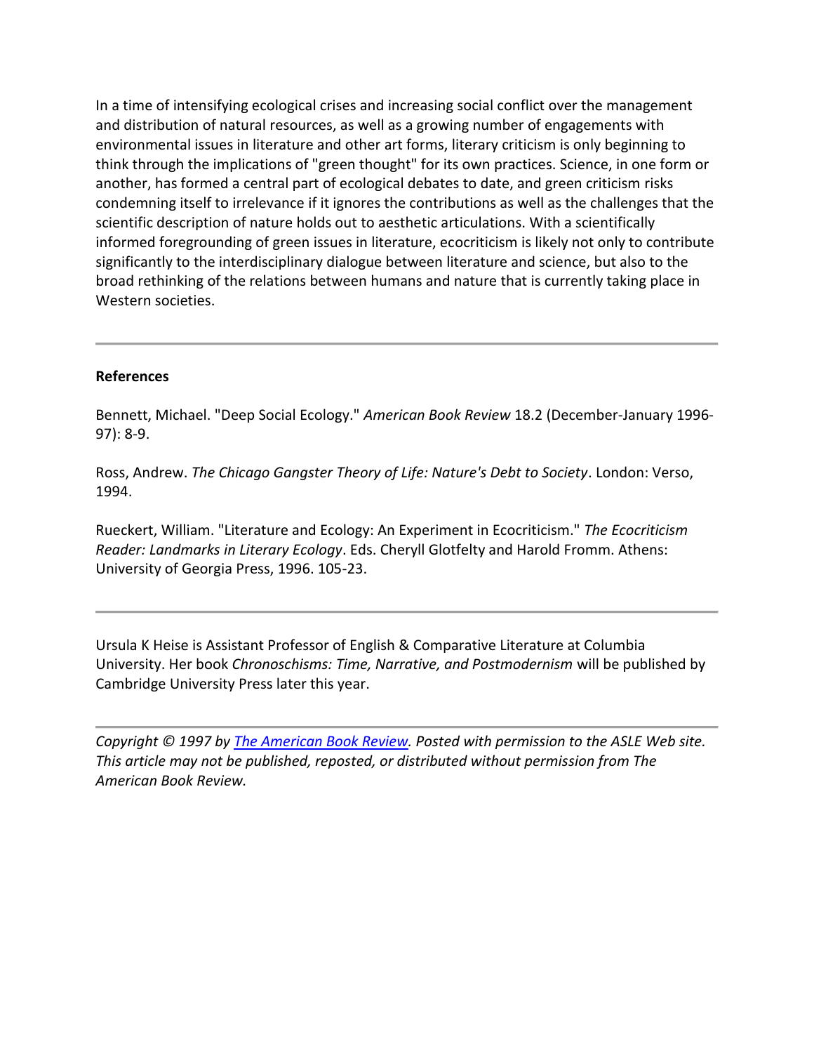In a time of intensifying ecological crises and increasing social conflict over the management and distribution of natural resources, as well as a growing number of engagements with environmental issues in literature and other art forms, literary criticism is only beginning to think through the implications of "green thought" for its own practices. Science, in one form or another, has formed a central part of ecological debates to date, and green criticism risks condemning itself to irrelevance if it ignores the contributions as well as the challenges that the scientific description of nature holds out to aesthetic articulations. With a scientifically informed foregrounding of green issues in literature, ecocriticism is likely not only to contribute significantly to the interdisciplinary dialogue between literature and science, but also to the broad rethinking of the relations between humans and nature that is currently taking place in Western societies.

---

**References**

Bennett, Michael. "Deep Social Ecology." *American Book Review* 18.2 (December-January 1996-97): 8-9.

Ross, Andrew. *The Chicago Gangster Theory of Life: Nature's Debt to Society*. London: Verso, 1994.

Rueckert, William. "Literature and Ecology: An Experiment in Ecocriticism." *The Ecocriticism Reader: Landmarks in Literary Ecology*. Eds. Cheryll Glotfelty and Harold Fromm. Athens: University of Georgia Press, 1996. 105-23.

---

Ursula K Heise is Assistant Professor of English & Comparative Literature at Columbia University. Her book *Chronoschisms: Time, Narrative, and Postmodernism* will be published by Cambridge University Press later this year.

---

*Copyright © 1997 by The American Book Review. Posted with permission to the ASLE Web site. This article may not be published, reposted, or distributed without permission from The American Book Review.*